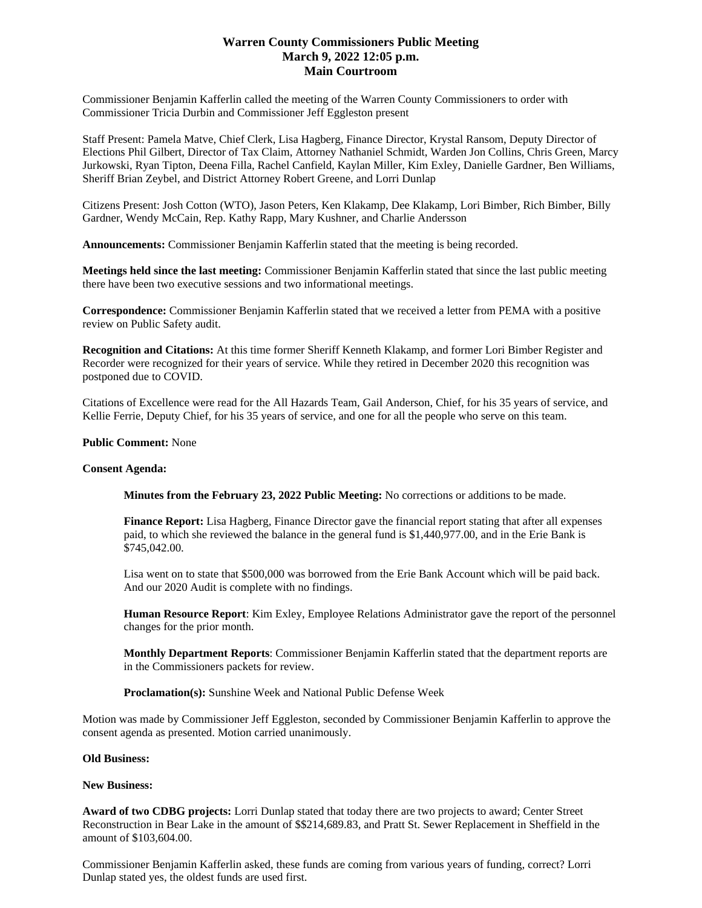# Warren County Commissioners Public Meeting
## March 9, 2022 12:05 p.m.
## Main Courtroom

Commissioner Benjamin Kafferlin called the meeting of the Warren County Commissioners to order with Commissioner Tricia Durbin and Commissioner Jeff Eggleston present

Staff Present: Pamela Matve, Chief Clerk, Lisa Hagberg, Finance Director, Krystal Ransom, Deputy Director of Elections Phil Gilbert, Director of Tax Claim, Attorney Nathaniel Schmidt, Warden Jon Collins, Chris Green, Marcy Jurkowski, Ryan Tipton, Deena Filla, Rachel Canfield, Kaylan Miller, Kim Exley, Danielle Gardner, Ben Williams, Sheriff Brian Zeybel, and District Attorney Robert Greene, and Lorri Dunlap

Citizens Present: Josh Cotton (WTO), Jason Peters, Ken Klakamp, Dee Klakamp, Lori Bimber, Rich Bimber, Billy Gardner, Wendy McCain, Rep. Kathy Rapp, Mary Kushner, and Charlie Andersson

**Announcements:** Commissioner Benjamin Kafferlin stated that the meeting is being recorded.

**Meetings held since the last meeting:** Commissioner Benjamin Kafferlin stated that since the last public meeting there have been two executive sessions and two informational meetings.

**Correspondence:** Commissioner Benjamin Kafferlin stated that we received a letter from PEMA with a positive review on Public Safety audit.

**Recognition and Citations:** At this time former Sheriff Kenneth Klakamp, and former Lori Bimber Register and Recorder were recognized for their years of service. While they retired in December 2020 this recognition was postponed due to COVID.

Citations of Excellence were read for the All Hazards Team, Gail Anderson, Chief, for his 35 years of service, and Kellie Ferrie, Deputy Chief, for his 35 years of service, and one for all the people who serve on this team.

**Public Comment:** None

**Consent Agenda:**

> **Minutes from the February 23, 2022 Public Meeting:** No corrections or additions to be made.
>
> **Finance Report:** Lisa Hagberg, Finance Director gave the financial report stating that after all expenses paid, to which she reviewed the balance in the general fund is $1,440,977.00, and in the Erie Bank is $745,042.00.
>
> Lisa went on to state that $500,000 was borrowed from the Erie Bank Account which will be paid back. And our 2020 Audit is complete with no findings.
>
> **Human Resource Report**: Kim Exley, Employee Relations Administrator gave the report of the personnel changes for the prior month.
>
> **Monthly Department Reports**: Commissioner Benjamin Kafferlin stated that the department reports are in the Commissioners packets for review.
>
> **Proclamation(s):** Sunshine Week and National Public Defense Week

Motion was made by Commissioner Jeff Eggleston, seconded by Commissioner Benjamin Kafferlin to approve the consent agenda as presented. Motion carried unanimously.

**Old Business:**

**New Business:**

**Award of two CDBG projects:** Lorri Dunlap stated that today there are two projects to award; Center Street Reconstruction in Bear Lake in the amount of $$214,689.83, and Pratt St. Sewer Replacement in Sheffield in the amount of $103,604.00.

Commissioner Benjamin Kafferlin asked, these funds are coming from various years of funding, correct? Lorri Dunlap stated yes, the oldest funds are used first.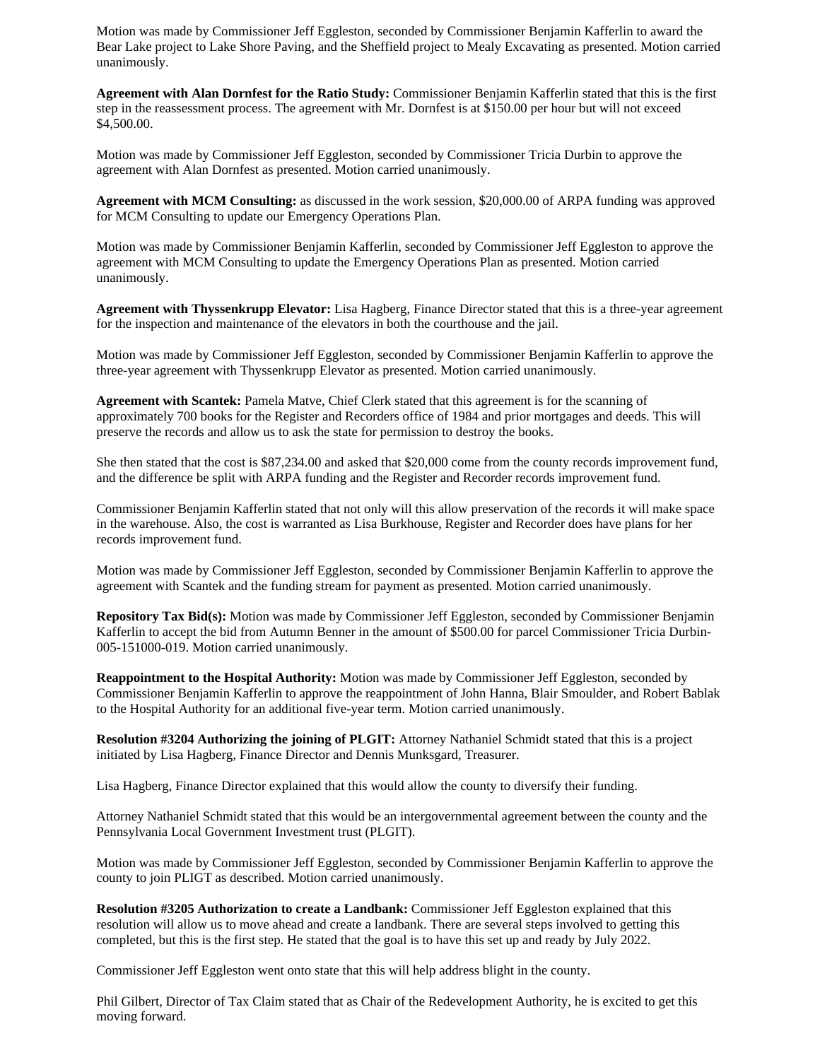Motion was made by Commissioner Jeff Eggleston, seconded by Commissioner Benjamin Kafferlin to award the Bear Lake project to Lake Shore Paving, and the Sheffield project to Mealy Excavating as presented. Motion carried unanimously.

**Agreement with Alan Dornfest for the Ratio Study:** Commissioner Benjamin Kafferlin stated that this is the first step in the reassessment process. The agreement with Mr. Dornfest is at $150.00 per hour but will not exceed $4,500.00.

Motion was made by Commissioner Jeff Eggleston, seconded by Commissioner Tricia Durbin to approve the agreement with Alan Dornfest as presented. Motion carried unanimously.

**Agreement with MCM Consulting:** as discussed in the work session, $20,000.00 of ARPA funding was approved for MCM Consulting to update our Emergency Operations Plan.

Motion was made by Commissioner Benjamin Kafferlin, seconded by Commissioner Jeff Eggleston to approve the agreement with MCM Consulting to update the Emergency Operations Plan as presented. Motion carried unanimously.

**Agreement with Thyssenkrupp Elevator:** Lisa Hagberg, Finance Director stated that this is a three-year agreement for the inspection and maintenance of the elevators in both the courthouse and the jail.

Motion was made by Commissioner Jeff Eggleston, seconded by Commissioner Benjamin Kafferlin to approve the three-year agreement with Thyssenkrupp Elevator as presented. Motion carried unanimously.

**Agreement with Scantek:** Pamela Matve, Chief Clerk stated that this agreement is for the scanning of approximately 700 books for the Register and Recorders office of 1984 and prior mortgages and deeds. This will preserve the records and allow us to ask the state for permission to destroy the books.

She then stated that the cost is $87,234.00 and asked that $20,000 come from the county records improvement fund, and the difference be split with ARPA funding and the Register and Recorder records improvement fund.

Commissioner Benjamin Kafferlin stated that not only will this allow preservation of the records it will make space in the warehouse. Also, the cost is warranted as Lisa Burkhouse, Register and Recorder does have plans for her records improvement fund.

Motion was made by Commissioner Jeff Eggleston, seconded by Commissioner Benjamin Kafferlin to approve the agreement with Scantek and the funding stream for payment as presented. Motion carried unanimously.

**Repository Tax Bid(s):** Motion was made by Commissioner Jeff Eggleston, seconded by Commissioner Benjamin Kafferlin to accept the bid from Autumn Benner in the amount of $500.00 for parcel Commissioner Tricia Durbin-005-151000-019. Motion carried unanimously.

**Reappointment to the Hospital Authority:** Motion was made by Commissioner Jeff Eggleston, seconded by Commissioner Benjamin Kafferlin to approve the reappointment of John Hanna, Blair Smoulder, and Robert Bablak to the Hospital Authority for an additional five-year term. Motion carried unanimously.

**Resolution #3204 Authorizing the joining of PLGIT:** Attorney Nathaniel Schmidt stated that this is a project initiated by Lisa Hagberg, Finance Director and Dennis Munksgard, Treasurer.

Lisa Hagberg, Finance Director explained that this would allow the county to diversify their funding.

Attorney Nathaniel Schmidt stated that this would be an intergovernmental agreement between the county and the Pennsylvania Local Government Investment trust (PLGIT).

Motion was made by Commissioner Jeff Eggleston, seconded by Commissioner Benjamin Kafferlin to approve the county to join PLIGT as described. Motion carried unanimously.

**Resolution #3205 Authorization to create a Landbank:** Commissioner Jeff Eggleston explained that this resolution will allow us to move ahead and create a landbank. There are several steps involved to getting this completed, but this is the first step. He stated that the goal is to have this set up and ready by July 2022.

Commissioner Jeff Eggleston went onto state that this will help address blight in the county.

Phil Gilbert, Director of Tax Claim stated that as Chair of the Redevelopment Authority, he is excited to get this moving forward.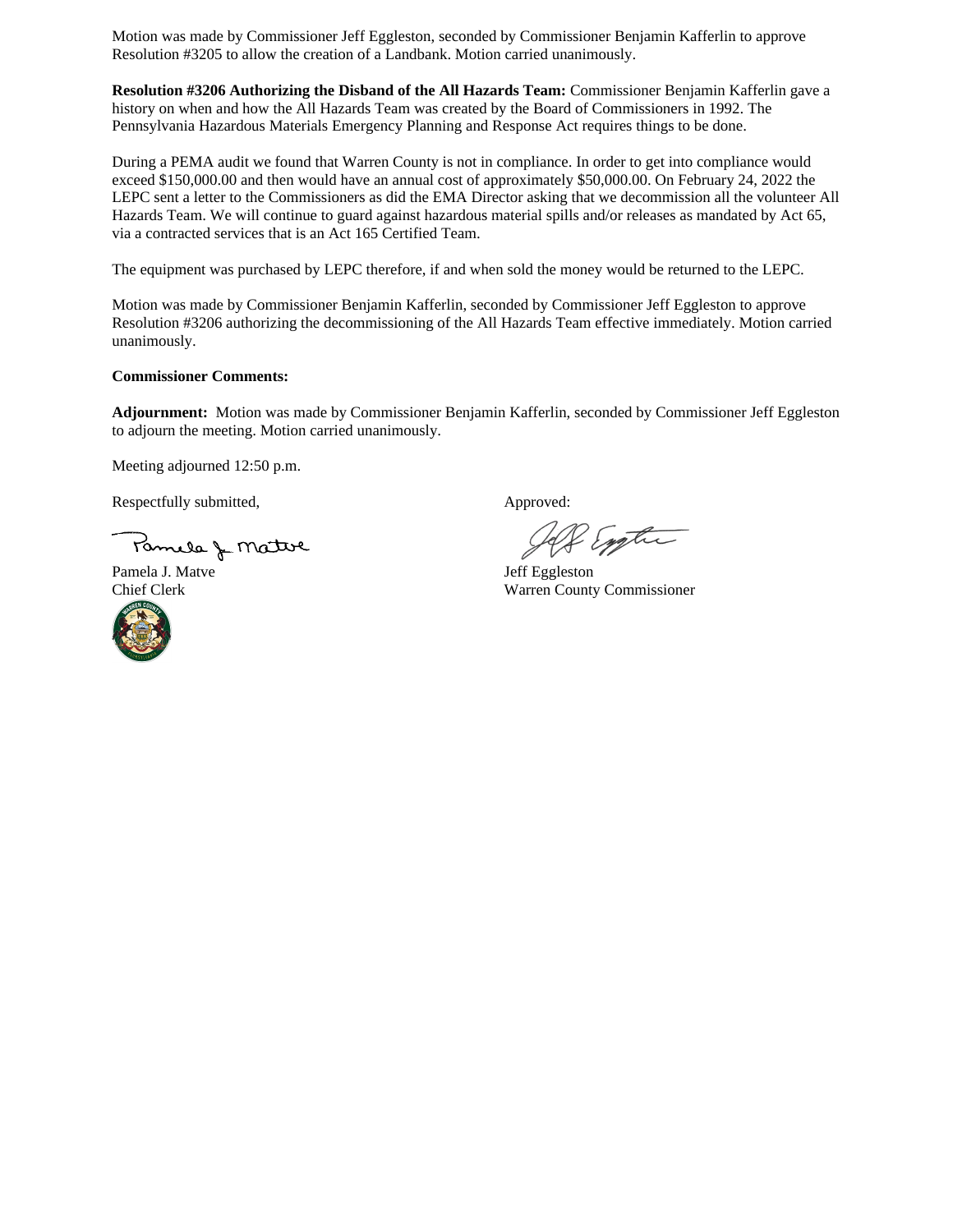Motion was made by Commissioner Jeff Eggleston, seconded by Commissioner Benjamin Kafferlin to approve Resolution #3205 to allow the creation of a Landbank. Motion carried unanimously.

**Resolution #3206 Authorizing the Disband of the All Hazards Team:** Commissioner Benjamin Kafferlin gave a history on when and how the All Hazards Team was created by the Board of Commissioners in 1992. The Pennsylvania Hazardous Materials Emergency Planning and Response Act requires things to be done.

During a PEMA audit we found that Warren County is not in compliance. In order to get into compliance would exceed $150,000.00 and then would have an annual cost of approximately $50,000.00. On February 24, 2022 the LEPC sent a letter to the Commissioners as did the EMA Director asking that we decommission all the volunteer All Hazards Team. We will continue to guard against hazardous material spills and/or releases as mandated by Act 65, via a contracted services that is an Act 165 Certified Team.

The equipment was purchased by LEPC therefore, if and when sold the money would be returned to the LEPC.

Motion was made by Commissioner Benjamin Kafferlin, seconded by Commissioner Jeff Eggleston to approve Resolution #3206 authorizing the decommissioning of the All Hazards Team effective immediately. Motion carried unanimously.

**Commissioner Comments:**

**Adjournment:** Motion was made by Commissioner Benjamin Kafferlin, seconded by Commissioner Jeff Eggleston to adjourn the meeting. Motion carried unanimously.

Meeting adjourned 12:50 p.m.

Respectfully submitted,

Pamela J. Matve
Chief Clerk

Approved:

Jeff Eggleston
Warren County Commissioner